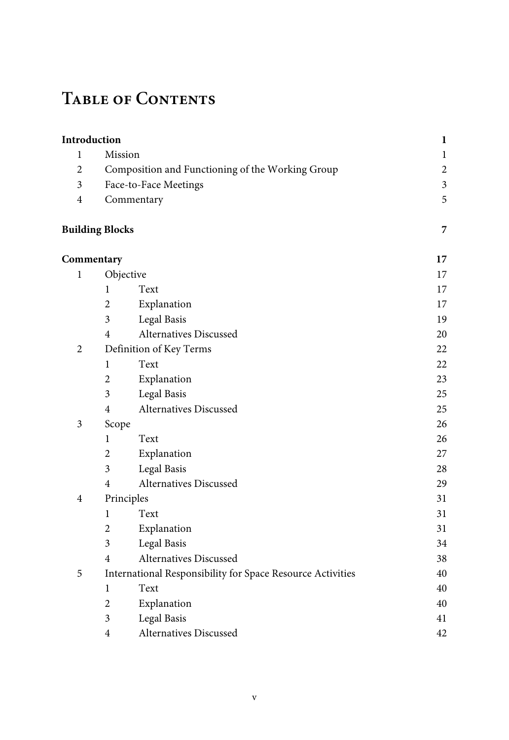# Table of Contents

**Introduction** **1**

1 Mission 1

2 Composition and Functioning of the Working Group 2

3 Face-to-Face Meetings 3

4 Commentary 5

**Building Blocks** **7**

**Commentary** **17**

1 Objective 17

- 1 Text 17
- 2 Explanation 17
- 3 Legal Basis 19
- 4 Alternatives Discussed 20

2 Definition of Key Terms 22

- 1 Text 22
- 2 Explanation 23
- 3 Legal Basis 25
- 4 Alternatives Discussed 25

3 Scope 26

- 1 Text 26
- 2 Explanation 27
- 3 Legal Basis 28
- 4 Alternatives Discussed 29

4 Principles 31

- 1 Text 31
- 2 Explanation 31
- 3 Legal Basis 34
- 4 Alternatives Discussed 38

5 International Responsibility for Space Resource Activities 40

- 1 Text 40
- 2 Explanation 40
- 3 Legal Basis 41
- 4 Alternatives Discussed 42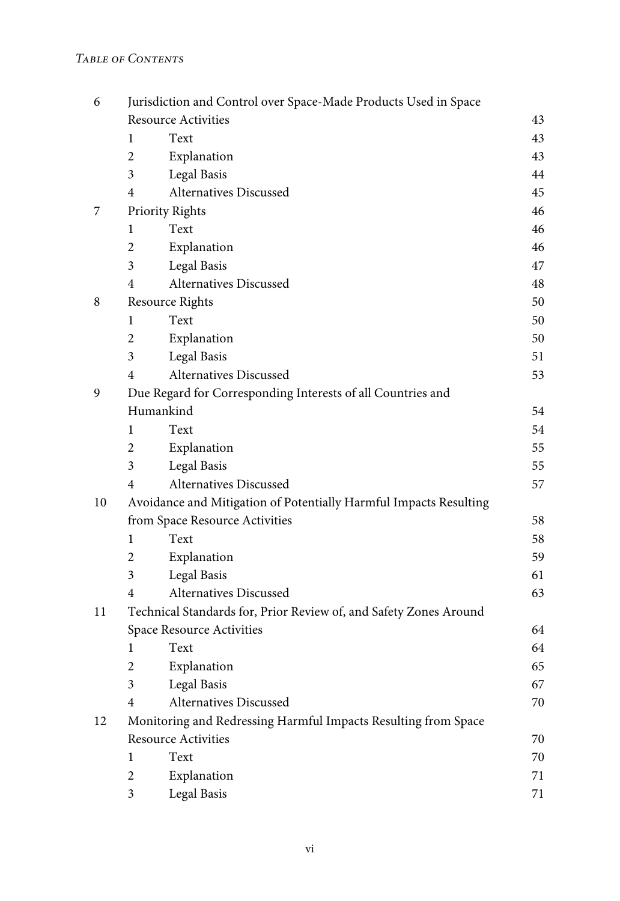| | | | |
|---|---|---|---|
| 6 | Jurisdiction and Control over Space-Made Products Used in Space Resource Activities | | 43 |
| | 1 | Text | 43 |
| | 2 | Explanation | 43 |
| | 3 | Legal Basis | 44 |
| | 4 | Alternatives Discussed | 45 |
| 7 | Priority Rights | | 46 |
| | 1 | Text | 46 |
| | 2 | Explanation | 46 |
| | 3 | Legal Basis | 47 |
| | 4 | Alternatives Discussed | 48 |
| 8 | Resource Rights | | 50 |
| | 1 | Text | 50 |
| | 2 | Explanation | 50 |
| | 3 | Legal Basis | 51 |
| | 4 | Alternatives Discussed | 53 |
| 9 | Due Regard for Corresponding Interests of all Countries and Humankind | | 54 |
| | 1 | Text | 54 |
| | 2 | Explanation | 55 |
| | 3 | Legal Basis | 55 |
| | 4 | Alternatives Discussed | 57 |
| 10 | Avoidance and Mitigation of Potentially Harmful Impacts Resulting from Space Resource Activities | | 58 |
| | 1 | Text | 58 |
| | 2 | Explanation | 59 |
| | 3 | Legal Basis | 61 |
| | 4 | Alternatives Discussed | 63 |
| 11 | Technical Standards for, Prior Review of, and Safety Zones Around Space Resource Activities | | 64 |
| | 1 | Text | 64 |
| | 2 | Explanation | 65 |
| | 3 | Legal Basis | 67 |
| | 4 | Alternatives Discussed | 70 |
| 12 | Monitoring and Redressing Harmful Impacts Resulting from Space Resource Activities | | 70 |
| | 1 | Text | 70 |
| | 2 | Explanation | 71 |
| | 3 | Legal Basis | 71 |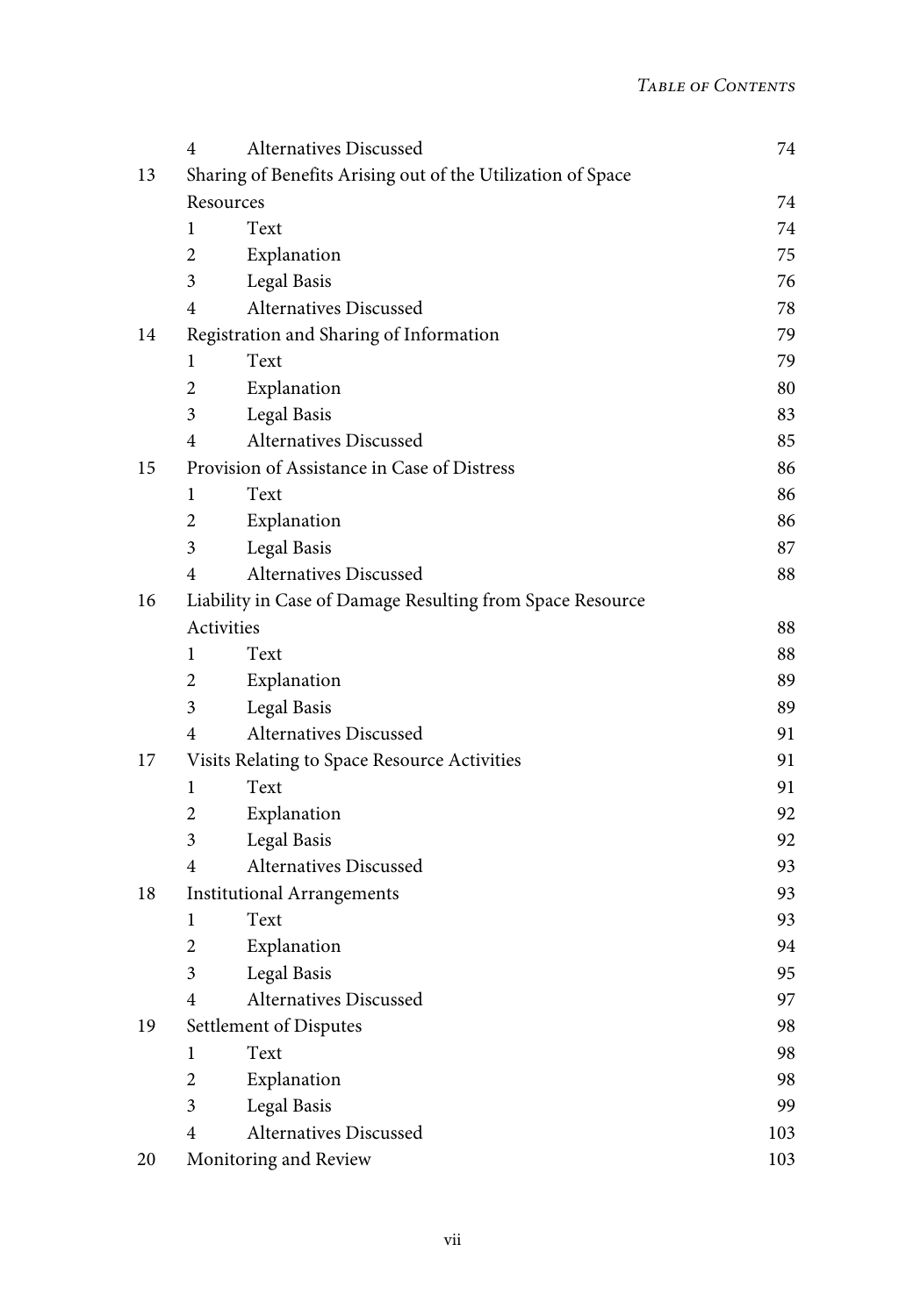| | | | |
|---|---|---|---|
| | 4 | Alternatives Discussed | 74 |
| 13 | Sharing of Benefits Arising out of the Utilization of Space Resources | | 74 |
| | 1 | Text | 74 |
| | 2 | Explanation | 75 |
| | 3 | Legal Basis | 76 |
| | 4 | Alternatives Discussed | 78 |
| 14 | Registration and Sharing of Information | | 79 |
| | 1 | Text | 79 |
| | 2 | Explanation | 80 |
| | 3 | Legal Basis | 83 |
| | 4 | Alternatives Discussed | 85 |
| 15 | Provision of Assistance in Case of Distress | | 86 |
| | 1 | Text | 86 |
| | 2 | Explanation | 86 |
| | 3 | Legal Basis | 87 |
| | 4 | Alternatives Discussed | 88 |
| 16 | Liability in Case of Damage Resulting from Space Resource Activities | | 88 |
| | 1 | Text | 88 |
| | 2 | Explanation | 89 |
| | 3 | Legal Basis | 89 |
| | 4 | Alternatives Discussed | 91 |
| 17 | Visits Relating to Space Resource Activities | | 91 |
| | 1 | Text | 91 |
| | 2 | Explanation | 92 |
| | 3 | Legal Basis | 92 |
| | 4 | Alternatives Discussed | 93 |
| 18 | Institutional Arrangements | | 93 |
| | 1 | Text | 93 |
| | 2 | Explanation | 94 |
| | 3 | Legal Basis | 95 |
| | 4 | Alternatives Discussed | 97 |
| 19 | Settlement of Disputes | | 98 |
| | 1 | Text | 98 |
| | 2 | Explanation | 98 |
| | 3 | Legal Basis | 99 |
| | 4 | Alternatives Discussed | 103 |
| 20 | Monitoring and Review | | 103 |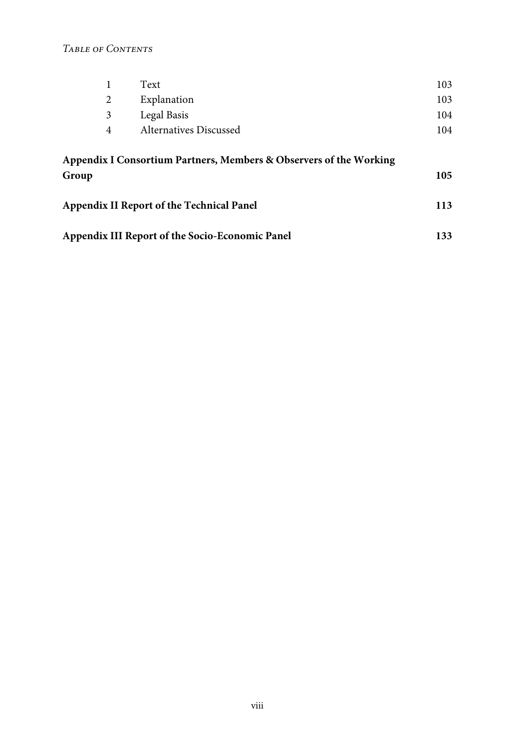| | | |
|---|---|---|
| 1 | Text | 103 |
| 2 | Explanation | 103 |
| 3 | Legal Basis | 104 |
| 4 | Alternatives Discussed | 104 |

**Appendix I Consortium Partners, Members & Observers of the Working Group** **105**

**Appendix II Report of the Technical Panel** **113**

**Appendix III Report of the Socio-Economic Panel** **133**